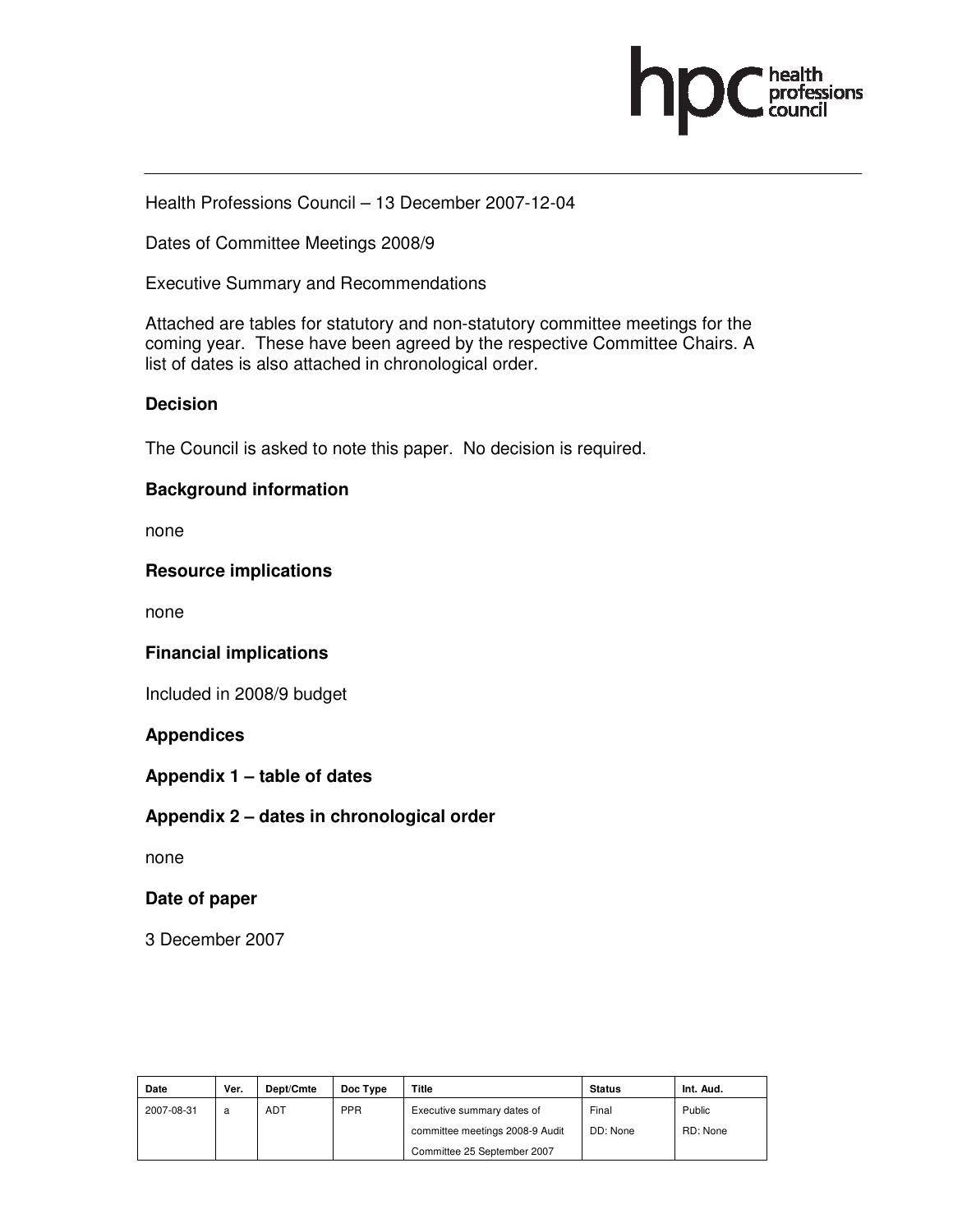Health Professions Council – 13 December 2007-12-04

Dates of Committee Meetings 2008/9

Executive Summary and Recommendations

Attached are tables for statutory and non-statutory committee meetings for the coming year. These have been agreed by the respective Committee Chairs. A list of dates is also attached in chronological order.

## Decision

The Council is asked to note this paper. No decision is required.

## Background information

none

## Resource implications

none

## Financial implications

Included in 2008/9 budget

## Appendices

## Appendix 1 – table of dates

## Appendix 2 – dates in chronological order

none

## Date of paper

3 December 2007

| Date | Ver. | Dept/Cmte | Doc Type | Title | Status | Int. Aud. |
|---|---|---|---|---|---|---|
| 2007-08-31 | a | ADT | PPR | Executive summary dates of committee meetings 2008-9 Audit Committee 25 September 2007 | Final DD: None | Public RD: None |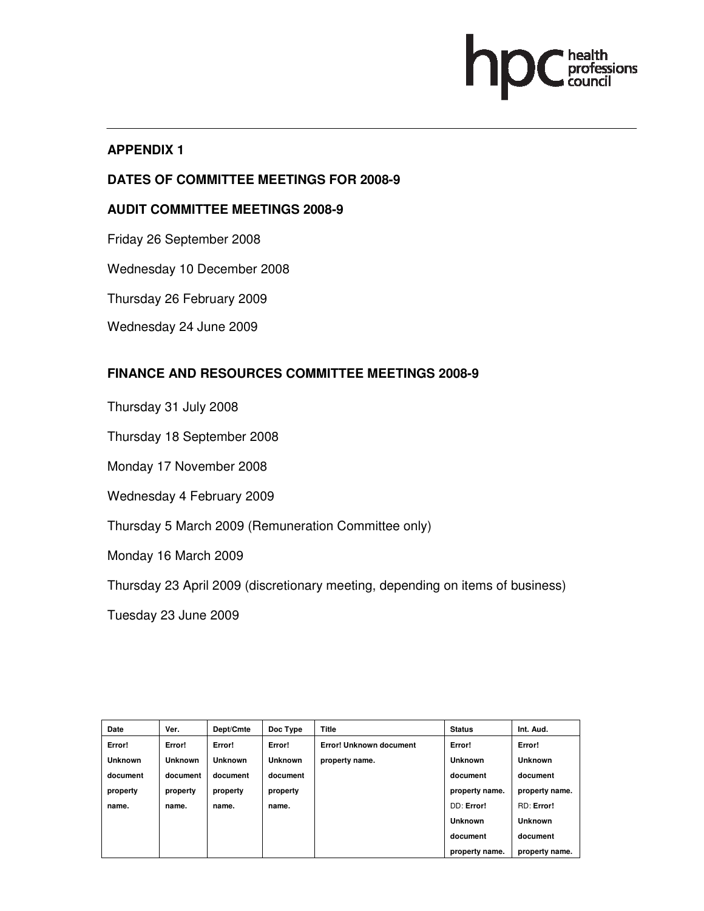## APPENDIX 1

## DATES OF COMMITTEE MEETINGS FOR 2008-9

## AUDIT COMMITTEE MEETINGS 2008-9

Friday 26 September 2008

Wednesday 10 December 2008

Thursday 26 February 2009

Wednesday 24 June 2009

## FINANCE AND RESOURCES COMMITTEE MEETINGS 2008-9

Thursday 31 July 2008

Thursday 18 September 2008

Monday 17 November 2008

Wednesday 4 February 2009

Thursday 5 March 2009 (Remuneration Committee only)

Monday 16 March 2009

Thursday 23 April 2009 (discretionary meeting, depending on items of business)

Tuesday 23 June 2009

| Date | Ver. | Dept/Cmte | Doc Type | Title | Status | Int. Aud. |
|---|---|---|---|---|---|---|
| Error! Unknown document property name. | Error! Unknown document property name. | Error! Unknown document property name. | Error! Unknown document property name. | Error! Unknown document property name. | Error! Unknown document property name. DD: Error! Unknown document property name. | Error! Unknown document property name. RD: Error! Unknown document property name. |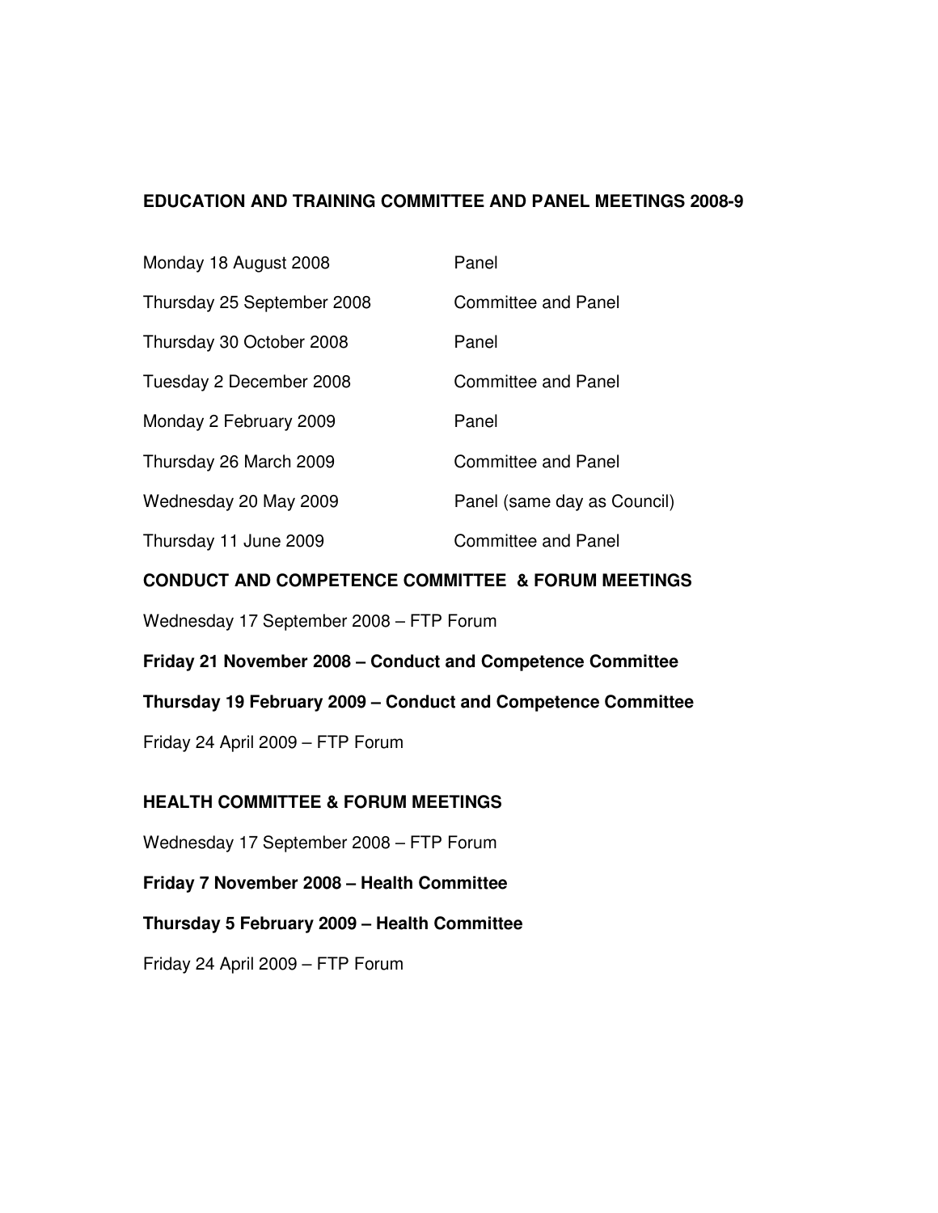**EDUCATION AND TRAINING COMMITTEE AND PANEL MEETINGS 2008-9**

| | |
|---|---|
| Monday 18 August 2008 | Panel |
| Thursday 25 September 2008 | Committee and Panel |
| Thursday 30 October 2008 | Panel |
| Tuesday 2 December 2008 | Committee and Panel |
| Monday 2 February 2009 | Panel |
| Thursday 26 March 2009 | Committee and Panel |
| Wednesday 20 May 2009 | Panel (same day as Council) |
| Thursday 11 June 2009 | Committee and Panel |

**CONDUCT AND COMPETENCE COMMITTEE & FORUM MEETINGS**

Wednesday 17 September 2008 – FTP Forum

**Friday 21 November 2008 – Conduct and Competence Committee**

**Thursday 19 February 2009 – Conduct and Competence Committee**

Friday 24 April 2009 – FTP Forum

**HEALTH COMMITTEE & FORUM MEETINGS**

Wednesday 17 September 2008 – FTP Forum

**Friday 7 November 2008 – Health Committee**

**Thursday 5 February 2009 – Health Committee**

Friday 24 April 2009 – FTP Forum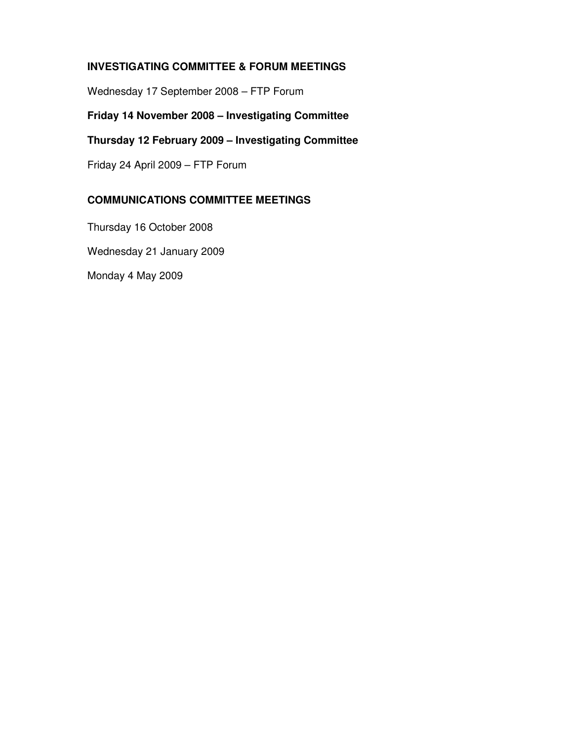## INVESTIGATING COMMITTEE & FORUM MEETINGS

Wednesday 17 September 2008 – FTP Forum

**Friday 14 November 2008 – Investigating Committee**

**Thursday 12 February 2009 – Investigating Committee**

Friday 24 April 2009 – FTP Forum

## COMMUNICATIONS COMMITTEE MEETINGS

Thursday 16 October 2008

Wednesday 21 January 2009

Monday 4 May 2009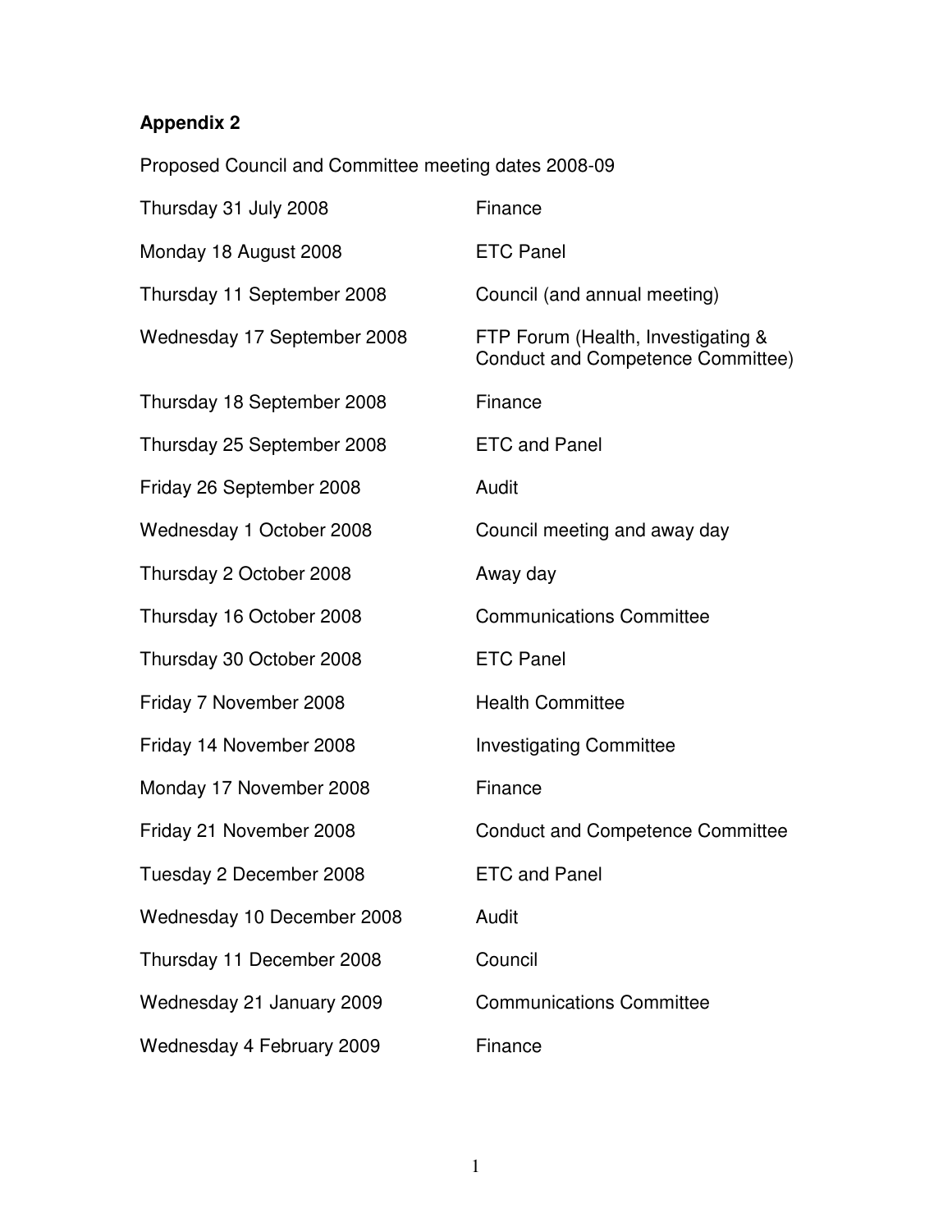**Appendix 2**

Proposed Council and Committee meeting dates 2008-09

| | |
|---|---|
| Thursday 31 July 2008 | Finance |
| Monday 18 August 2008 | ETC Panel |
| Thursday 11 September 2008 | Council (and annual meeting) |
| Wednesday 17 September 2008 | FTP Forum (Health, Investigating & Conduct and Competence Committee) |
| Thursday 18 September 2008 | Finance |
| Thursday 25 September 2008 | ETC and Panel |
| Friday 26 September 2008 | Audit |
| Wednesday 1 October 2008 | Council meeting and away day |
| Thursday 2 October 2008 | Away day |
| Thursday 16 October 2008 | Communications Committee |
| Thursday 30 October 2008 | ETC Panel |
| Friday 7 November 2008 | Health Committee |
| Friday 14 November 2008 | Investigating Committee |
| Monday 17 November 2008 | Finance |
| Friday 21 November 2008 | Conduct and Competence Committee |
| Tuesday 2 December 2008 | ETC and Panel |
| Wednesday 10 December 2008 | Audit |
| Thursday 11 December 2008 | Council |
| Wednesday 21 January 2009 | Communications Committee |
| Wednesday 4 February 2009 | Finance |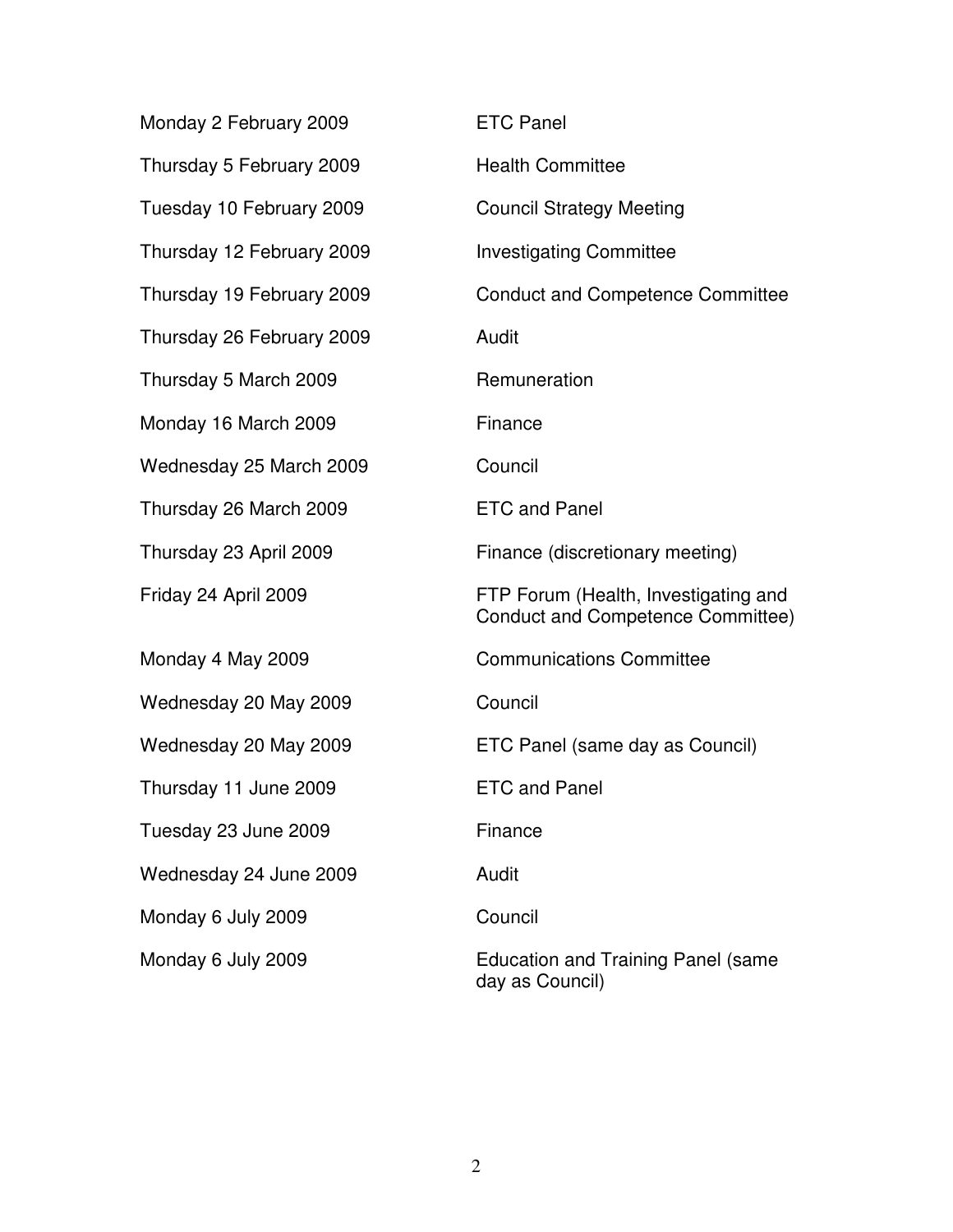| | |
|---|---|
| Monday 2 February 2009 | ETC Panel |
| Thursday 5 February 2009 | Health Committee |
| Tuesday 10 February 2009 | Council Strategy Meeting |
| Thursday 12 February 2009 | Investigating Committee |
| Thursday 19 February 2009 | Conduct and Competence Committee |
| Thursday 26 February 2009 | Audit |
| Thursday 5 March 2009 | Remuneration |
| Monday 16 March 2009 | Finance |
| Wednesday 25 March 2009 | Council |
| Thursday 26 March 2009 | ETC and Panel |
| Thursday 23 April 2009 | Finance (discretionary meeting) |
| Friday 24 April 2009 | FTP Forum (Health, Investigating and Conduct and Competence Committee) |
| Monday 4 May 2009 | Communications Committee |
| Wednesday 20 May 2009 | Council |
| Wednesday 20 May 2009 | ETC Panel (same day as Council) |
| Thursday 11 June 2009 | ETC and Panel |
| Tuesday 23 June 2009 | Finance |
| Wednesday 24 June 2009 | Audit |
| Monday 6 July 2009 | Council |
| Monday 6 July 2009 | Education and Training Panel (same day as Council) |